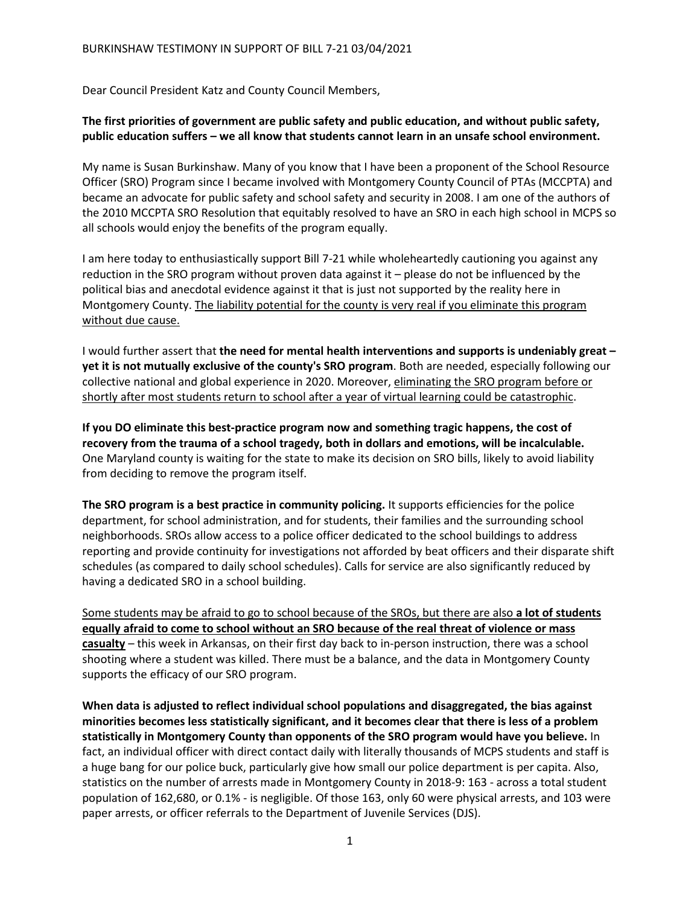Dear Council President Katz and County Council Members,

**The first priorities of government are public safety and public education, and without public safety, public education suffers – we all know that students cannot learn in an unsafe school environment.**

My name is Susan Burkinshaw. Many of you know that I have been a proponent of the School Resource Officer (SRO) Program since I became involved with Montgomery County Council of PTAs (MCCPTA) and became an advocate for public safety and school safety and security in 2008. I am one of the authors of the 2010 MCCPTA SRO Resolution that equitably resolved to have an SRO in each high school in MCPS so all schools would enjoy the benefits of the program equally.

I am here today to enthusiastically support Bill 7-21 while wholeheartedly cautioning you against any reduction in the SRO program without proven data against it – please do not be influenced by the political bias and anecdotal evidence against it that is just not supported by the reality here in Montgomery County. <u>The liability potential for the county is very real if you eliminate this program without due cause.</u>

I would further assert that **the need for mental health interventions and supports is undeniably great – yet it is not mutually exclusive of the county's SRO program**. Both are needed, especially following our collective national and global experience in 2020. Moreover, <u>eliminating the SRO program before or shortly after most students return to school after a year of virtual learning could be catastrophic</u>.

**If you DO eliminate this best-practice program now and something tragic happens, the cost of recovery from the trauma of a school tragedy, both in dollars and emotions, will be incalculable.** One Maryland county is waiting for the state to make its decision on SRO bills, likely to avoid liability from deciding to remove the program itself.

**The SRO program is a best practice in community policing.** It supports efficiencies for the police department, for school administration, and for students, their families and the surrounding school neighborhoods. SROs allow access to a police officer dedicated to the school buildings to address reporting and provide continuity for investigations not afforded by beat officers and their disparate shift schedules (as compared to daily school schedules). Calls for service are also significantly reduced by having a dedicated SRO in a school building.

<u>Some students may be afraid to go to school because of the SROs, but there are also **a lot of students equally afraid to come to school without an SRO because of the real threat of violence or mass casualty**</u> – this week in Arkansas, on their first day back to in-person instruction, there was a school shooting where a student was killed. There must be a balance, and the data in Montgomery County supports the efficacy of our SRO program.

**When data is adjusted to reflect individual school populations and disaggregated, the bias against minorities becomes less statistically significant, and it becomes clear that there is less of a problem statistically in Montgomery County than opponents of the SRO program would have you believe.** In fact, an individual officer with direct contact daily with literally thousands of MCPS students and staff is a huge bang for our police buck, particularly give how small our police department is per capita. Also, statistics on the number of arrests made in Montgomery County in 2018-9: 163 - across a total student population of 162,680, or 0.1% - is negligible. Of those 163, only 60 were physical arrests, and 103 were paper arrests, or officer referrals to the Department of Juvenile Services (DJS).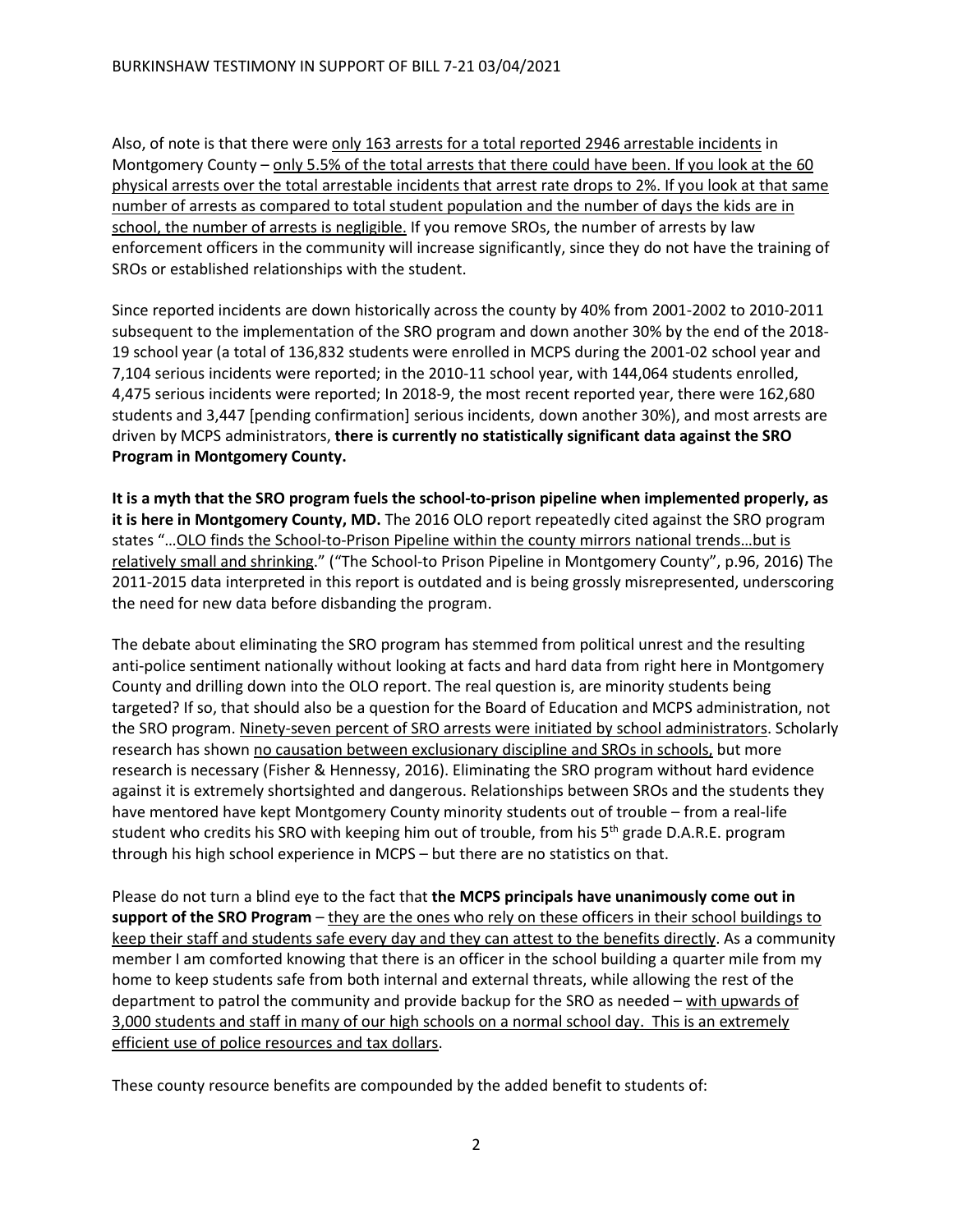Also, of note is that there were <u>only 163 arrests for a total reported 2946 arrestable incidents</u> in Montgomery County – <u>only 5.5% of the total arrests that there could have been. If you look at the 60 physical arrests over the total arrestable incidents that arrest rate drops to 2%. If you look at that same number of arrests as compared to total student population and the number of days the kids are in school, the number of arrests is negligible.</u> If you remove SROs, the number of arrests by law enforcement officers in the community will increase significantly, since they do not have the training of SROs or established relationships with the student.

Since reported incidents are down historically across the county by 40% from 2001-2002 to 2010-2011 subsequent to the implementation of the SRO program and down another 30% by the end of the 2018-19 school year (a total of 136,832 students were enrolled in MCPS during the 2001-02 school year and 7,104 serious incidents were reported; in the 2010-11 school year, with 144,064 students enrolled, 4,475 serious incidents were reported; In 2018-9, the most recent reported year, there were 162,680 students and 3,447 [pending confirmation] serious incidents, down another 30%), and most arrests are driven by MCPS administrators, **there is currently no statistically significant data against the SRO Program in Montgomery County.**

**It is a myth that the SRO program fuels the school-to-prison pipeline when implemented properly, as it is here in Montgomery County, MD.** The 2016 OLO report repeatedly cited against the SRO program states "…<u>OLO finds the School-to-Prison Pipeline within the county mirrors national trends…but is relatively small and shrinking</u>." ("The School-to Prison Pipeline in Montgomery County", p.96, 2016) The 2011-2015 data interpreted in this report is outdated and is being grossly misrepresented, underscoring the need for new data before disbanding the program.

The debate about eliminating the SRO program has stemmed from political unrest and the resulting anti-police sentiment nationally without looking at facts and hard data from right here in Montgomery County and drilling down into the OLO report. The real question is, are minority students being targeted? If so, that should also be a question for the Board of Education and MCPS administration, not the SRO program. <u>Ninety-seven percent of SRO arrests were initiated by school administrators</u>. Scholarly research has shown <u>no causation between exclusionary discipline and SROs in schools,</u> but more research is necessary (Fisher & Hennessy, 2016). Eliminating the SRO program without hard evidence against it is extremely shortsighted and dangerous. Relationships between SROs and the students they have mentored have kept Montgomery County minority students out of trouble – from a real-life student who credits his SRO with keeping him out of trouble, from his 5th grade D.A.R.E. program through his high school experience in MCPS – but there are no statistics on that.

Please do not turn a blind eye to the fact that **the MCPS principals have unanimously come out in support of the SRO Program** – <u>they are the ones who rely on these officers in their school buildings to keep their staff and students safe every day and they can attest to the benefits directly</u>. As a community member I am comforted knowing that there is an officer in the school building a quarter mile from my home to keep students safe from both internal and external threats, while allowing the rest of the department to patrol the community and provide backup for the SRO as needed – <u>with upwards of 3,000 students and staff in many of our high schools on a normal school day. This is an extremely efficient use of police resources and tax dollars</u>.

These county resource benefits are compounded by the added benefit to students of: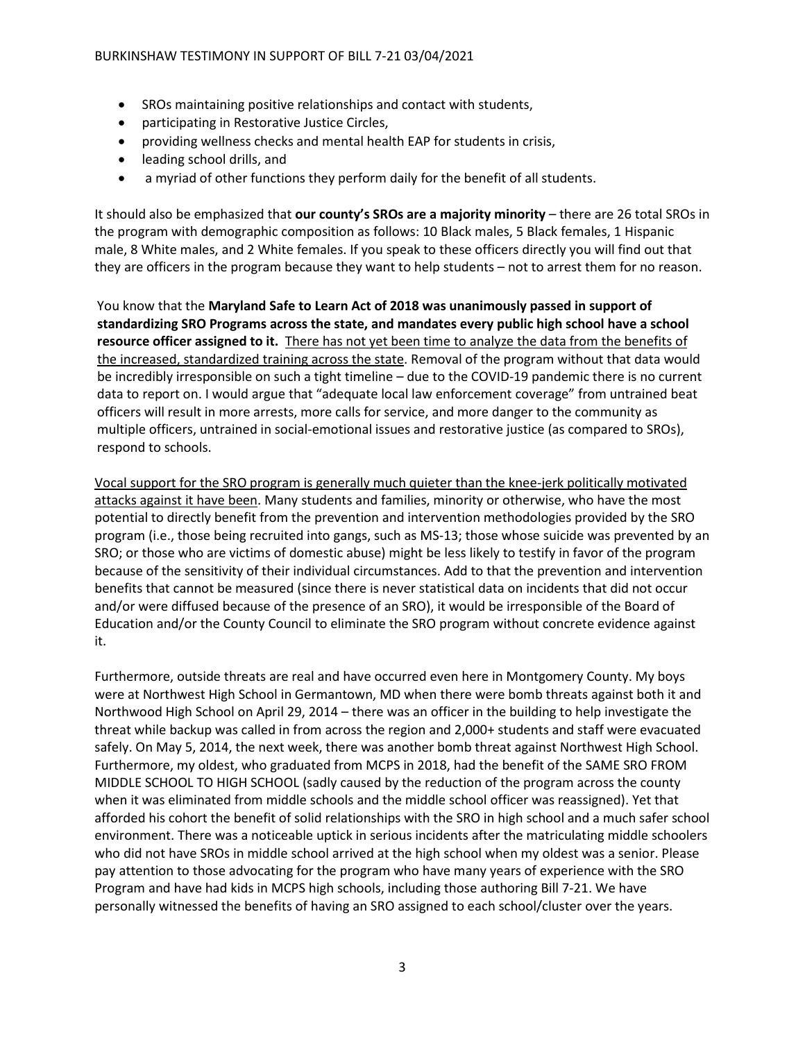- SROs maintaining positive relationships and contact with students,
- participating in Restorative Justice Circles,
- providing wellness checks and mental health EAP for students in crisis,
- leading school drills, and
- a myriad of other functions they perform daily for the benefit of all students.

It should also be emphasized that **our county's SROs are a majority minority** – there are 26 total SROs in the program with demographic composition as follows: 10 Black males, 5 Black females, 1 Hispanic male, 8 White males, and 2 White females. If you speak to these officers directly you will find out that they are officers in the program because they want to help students – not to arrest them for no reason.

You know that the **Maryland Safe to Learn Act of 2018 was unanimously passed in support of standardizing SRO Programs across the state, and mandates every public high school have a school resource officer assigned to it.** <u>There has not yet been time to analyze the data from the benefits of the increased, standardized training across the state</u>. Removal of the program without that data would be incredibly irresponsible on such a tight timeline – due to the COVID-19 pandemic there is no current data to report on. I would argue that "adequate local law enforcement coverage" from untrained beat officers will result in more arrests, more calls for service, and more danger to the community as multiple officers, untrained in social-emotional issues and restorative justice (as compared to SROs), respond to schools.

<u>Vocal support for the SRO program is generally much quieter than the knee-jerk politically motivated attacks against it have been</u>. Many students and families, minority or otherwise, who have the most potential to directly benefit from the prevention and intervention methodologies provided by the SRO program (i.e., those being recruited into gangs, such as MS-13; those whose suicide was prevented by an SRO; or those who are victims of domestic abuse) might be less likely to testify in favor of the program because of the sensitivity of their individual circumstances. Add to that the prevention and intervention benefits that cannot be measured (since there is never statistical data on incidents that did not occur and/or were diffused because of the presence of an SRO), it would be irresponsible of the Board of Education and/or the County Council to eliminate the SRO program without concrete evidence against it.

Furthermore, outside threats are real and have occurred even here in Montgomery County. My boys were at Northwest High School in Germantown, MD when there were bomb threats against both it and Northwood High School on April 29, 2014 – there was an officer in the building to help investigate the threat while backup was called in from across the region and 2,000+ students and staff were evacuated safely. On May 5, 2014, the next week, there was another bomb threat against Northwest High School. Furthermore, my oldest, who graduated from MCPS in 2018, had the benefit of the SAME SRO FROM MIDDLE SCHOOL TO HIGH SCHOOL (sadly caused by the reduction of the program across the county when it was eliminated from middle schools and the middle school officer was reassigned). Yet that afforded his cohort the benefit of solid relationships with the SRO in high school and a much safer school environment. There was a noticeable uptick in serious incidents after the matriculating middle schoolers who did not have SROs in middle school arrived at the high school when my oldest was a senior. Please pay attention to those advocating for the program who have many years of experience with the SRO Program and have had kids in MCPS high schools, including those authoring Bill 7-21. We have personally witnessed the benefits of having an SRO assigned to each school/cluster over the years.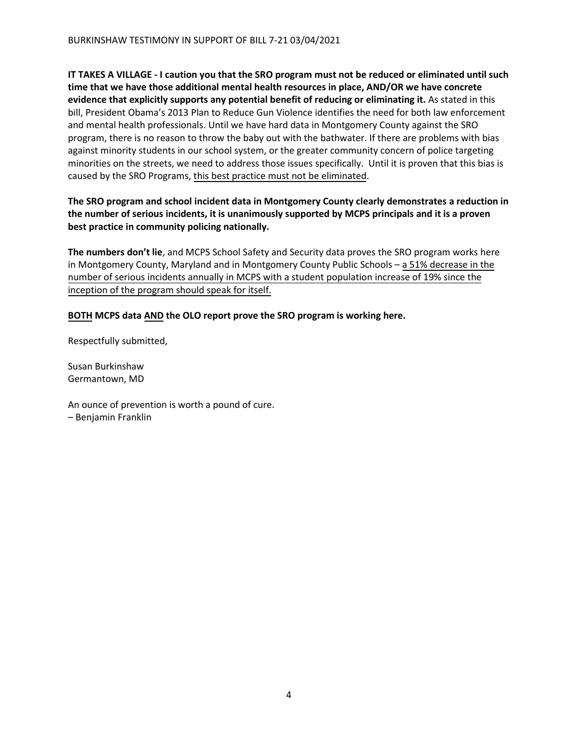**IT TAKES A VILLAGE - I caution you that the SRO program must not be reduced or eliminated until such time that we have those additional mental health resources in place, AND/OR we have concrete evidence that explicitly supports any potential benefit of reducing or eliminating it.** As stated in this bill, President Obama's 2013 Plan to Reduce Gun Violence identifies the need for both law enforcement and mental health professionals. Until we have hard data in Montgomery County against the SRO program, there is no reason to throw the baby out with the bathwater. If there are problems with bias against minority students in our school system, or the greater community concern of police targeting minorities on the streets, we need to address those issues specifically. Until it is proven that this bias is caused by the SRO Programs, <u>this best practice must not be eliminated</u>.

**The SRO program and school incident data in Montgomery County clearly demonstrates a reduction in the number of serious incidents, it is unanimously supported by MCPS principals and it is a proven best practice in community policing nationally.**

**The numbers don't lie**, and MCPS School Safety and Security data proves the SRO program works here in Montgomery County, Maryland and in Montgomery County Public Schools – <u>a 51% decrease in the number of serious incidents annually in MCPS with a student population increase of 19% since the inception of the program should speak for itself.</u>

**<u>BOTH</u> MCPS data <u>AND</u> the OLO report prove the SRO program is working here.**

Respectfully submitted,

Susan Burkinshaw
Germantown, MD

An ounce of prevention is worth a pound of cure.
– Benjamin Franklin